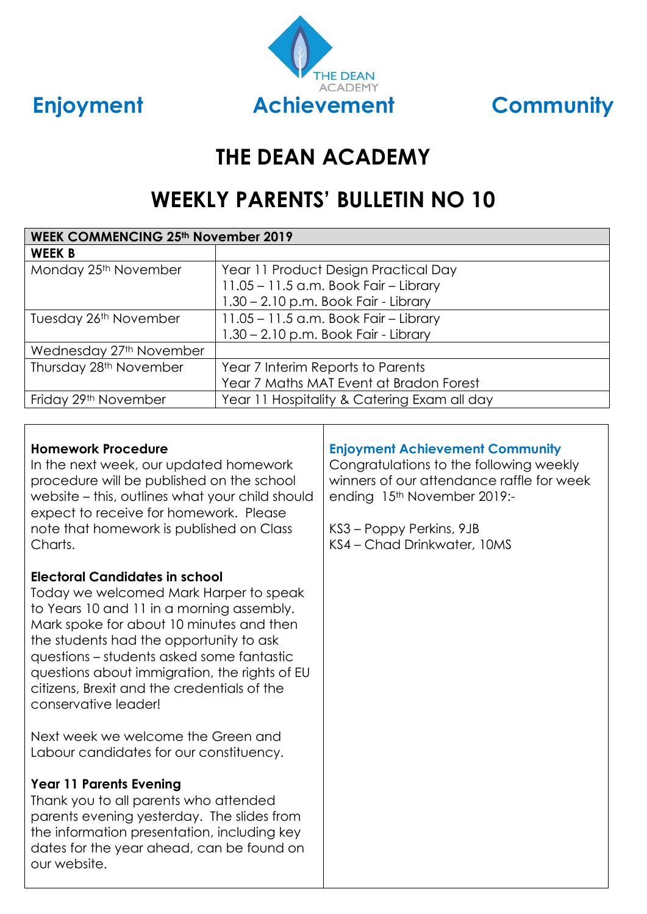Enjoyment Achievement Community

THE DEAN ACADEMY

# THE DEAN ACADEMY

## WEEKLY PARENTS' BULLETIN NO 10

| WEEK COMMENCING 25th November 2019 | |
|---|---|
| **WEEK B** | |
| Monday 25th November | Year 11 Product Design Practical Day<br>11.05 – 11.5 a.m. Book Fair – Library<br>1.30 – 2.10 p.m. Book Fair - Library |
| Tuesday 26th November | 11.05 – 11.5 a.m. Book Fair – Library<br>1.30 – 2.10 p.m. Book Fair - Library |
| Wednesday 27th November | |
| Thursday 28th November | Year 7 Interim Reports to Parents<br>Year 7 Maths MAT Event at Bradon Forest |
| Friday 29th November | Year 11 Hospitality & Catering Exam all day |

### Homework Procedure

In the next week, our updated homework procedure will be published on the school website – this, outlines what your child should expect to receive for homework. Please note that homework is published on Class Charts.

### Electoral Candidates in school

Today we welcomed Mark Harper to speak to Years 10 and 11 in a morning assembly. Mark spoke for about 10 minutes and then the students had the opportunity to ask questions – students asked some fantastic questions about immigration, the rights of EU citizens, Brexit and the credentials of the conservative leader!

Next week we welcome the Green and Labour candidates for our constituency.

### Year 11 Parents Evening

Thank you to all parents who attended parents evening yesterday. The slides from the information presentation, including key dates for the year ahead, can be found on our website.

### Enjoyment Achievement Community

Congratulations to the following weekly winners of our attendance raffle for week ending 15th November 2019:-

KS3 – Poppy Perkins, 9JB
KS4 – Chad Drinkwater, 10MS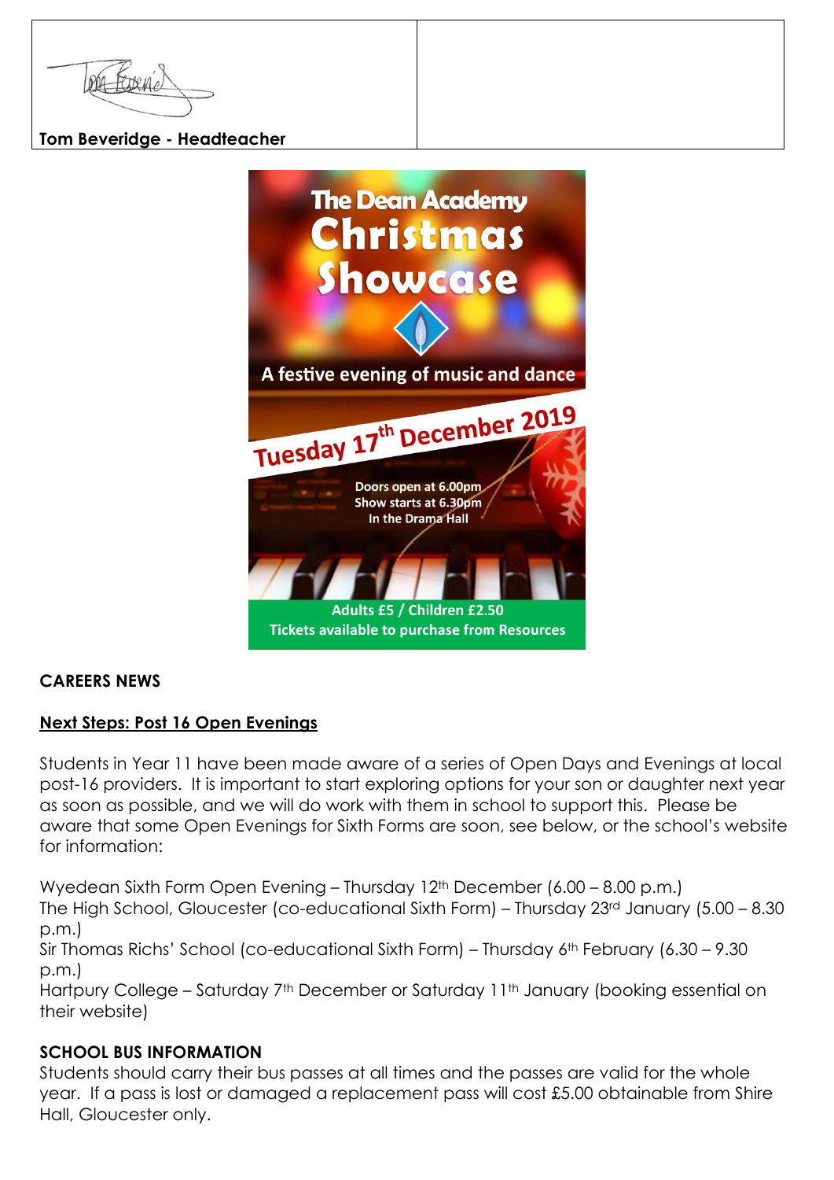| Tom Beveridge - Headteacher | |
|---|---|

The Dean Academy

Christmas Showcase

A festive evening of music and dance

Tuesday 17th December 2019

Doors open at 6.00pm
Show starts at 6.30pm
In the Drama Hall

Adults £5 / Children £2.50
Tickets available to purchase from Resources

**CAREERS NEWS**

**Next Steps: Post 16 Open Evenings**

Students in Year 11 have been made aware of a series of Open Days and Evenings at local post-16 providers. It is important to start exploring options for your son or daughter next year as soon as possible, and we will do work with them in school to support this. Please be aware that some Open Evenings for Sixth Forms are soon, see below, or the school's website for information:

Wyedean Sixth Form Open Evening – Thursday 12th December (6.00 – 8.00 p.m.)
The High School, Gloucester (co-educational Sixth Form) – Thursday 23rd January (5.00 – 8.30 p.m.)
Sir Thomas Richs' School (co-educational Sixth Form) – Thursday 6th February (6.30 – 9.30 p.m.)
Hartpury College – Saturday 7th December or Saturday 11th January (booking essential on their website)

**SCHOOL BUS INFORMATION**

Students should carry their bus passes at all times and the passes are valid for the whole year. If a pass is lost or damaged a replacement pass will cost £5.00 obtainable from Shire Hall, Gloucester only.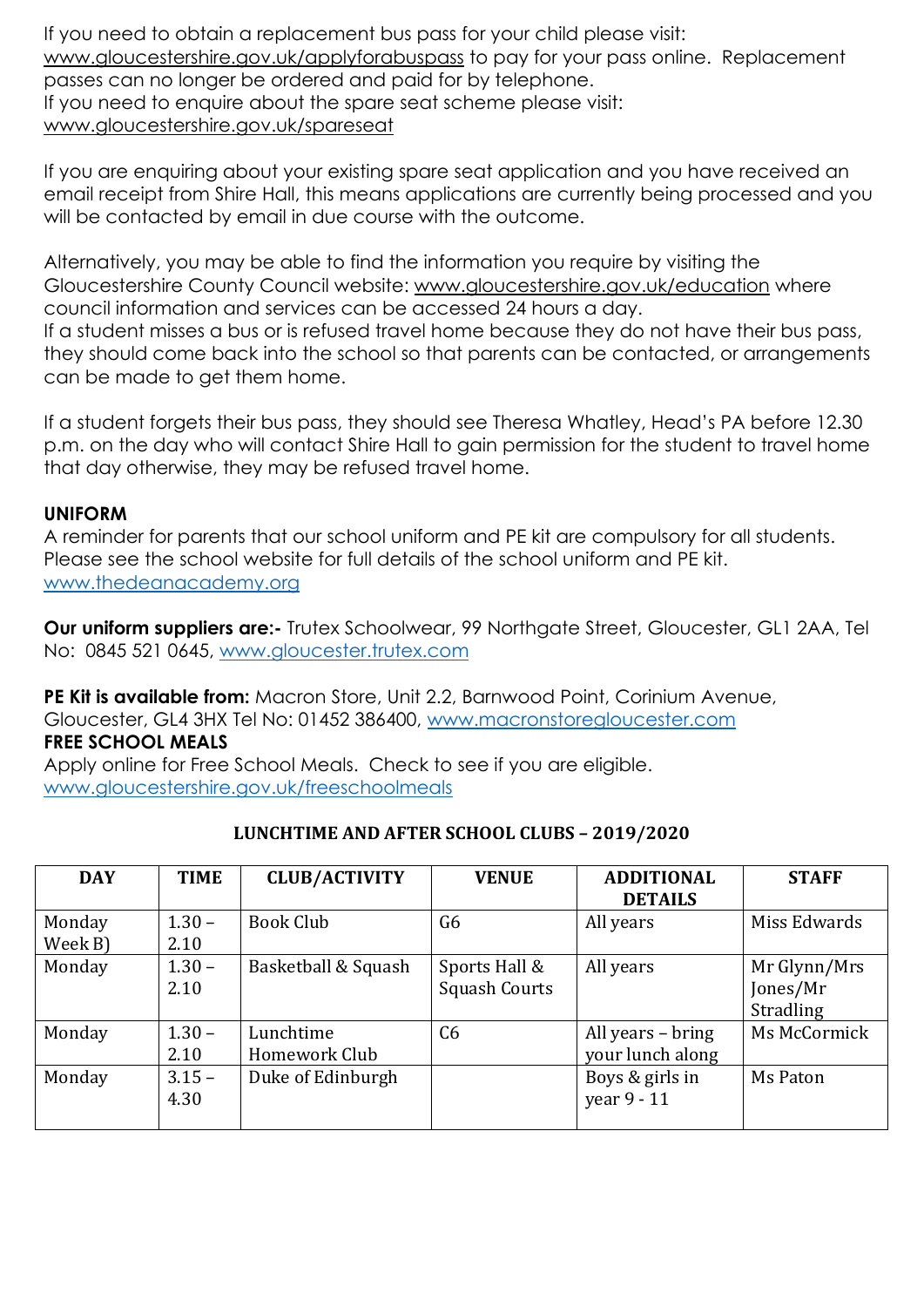If you need to obtain a replacement bus pass for your child please visit: www.gloucestershire.gov.uk/applyforabuspass to pay for your pass online. Replacement passes can no longer be ordered and paid for by telephone.
If you need to enquire about the spare seat scheme please visit: www.gloucestershire.gov.uk/spareseat

If you are enquiring about your existing spare seat application and you have received an email receipt from Shire Hall, this means applications are currently being processed and you will be contacted by email in due course with the outcome.

Alternatively, you may be able to find the information you require by visiting the Gloucestershire County Council website: www.gloucestershire.gov.uk/education where council information and services can be accessed 24 hours a day.
If a student misses a bus or is refused travel home because they do not have their bus pass, they should come back into the school so that parents can be contacted, or arrangements can be made to get them home.

If a student forgets their bus pass, they should see Theresa Whatley, Head's PA before 12.30 p.m. on the day who will contact Shire Hall to gain permission for the student to travel home that day otherwise, they may be refused travel home.

## UNIFORM

A reminder for parents that our school uniform and PE kit are compulsory for all students. Please see the school website for full details of the school uniform and PE kit. www.thedeanacademy.org

**Our uniform suppliers are:-** Trutex Schoolwear, 99 Northgate Street, Gloucester, GL1 2AA, Tel No: 0845 521 0645, www.gloucester.trutex.com

**PE Kit is available from:** Macron Store, Unit 2.2, Barnwood Point, Corinium Avenue, Gloucester, GL4 3HX Tel No: 01452 386400, www.macronstoregloucester.com

## FREE SCHOOL MEALS

Apply online for Free School Meals. Check to see if you are eligible. www.gloucestershire.gov.uk/freeschoolmeals

## LUNCHTIME AND AFTER SCHOOL CLUBS – 2019/2020

| DAY | TIME | CLUB/ACTIVITY | VENUE | ADDITIONAL DETAILS | STAFF |
|---|---|---|---|---|---|
| Monday Week B) | 1.30 – 2.10 | Book Club | G6 | All years | Miss Edwards |
| Monday | 1.30 – 2.10 | Basketball & Squash | Sports Hall & Squash Courts | All years | Mr Glynn/Mrs Jones/Mr Stradling |
| Monday | 1.30 – 2.10 | Lunchtime Homework Club | C6 | All years – bring your lunch along | Ms McCormick |
| Monday | 3.15 – 4.30 | Duke of Edinburgh | | Boys & girls in year 9 - 11 | Ms Paton |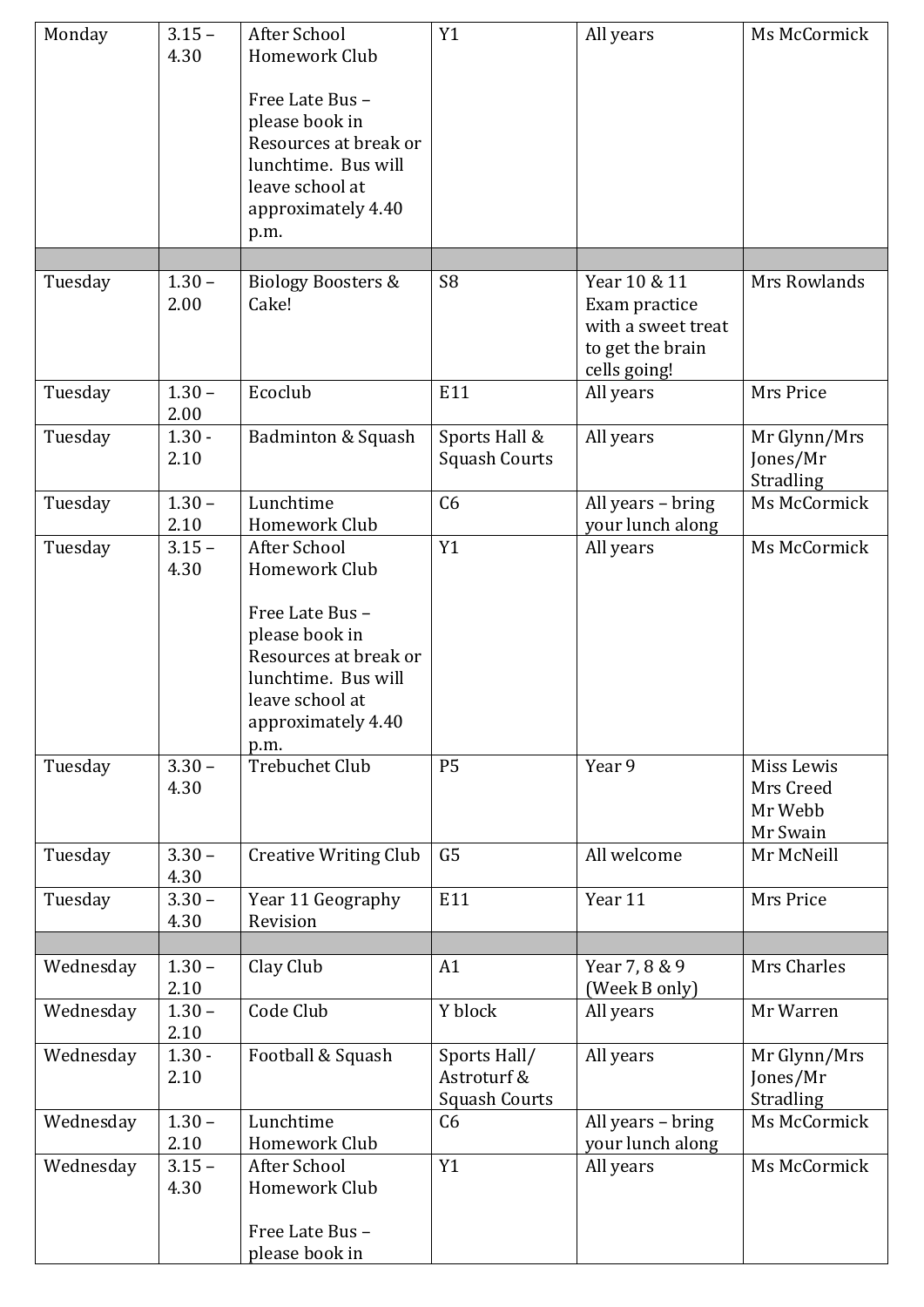| | | | | | |
|---|---|---|---|---|---|
| Monday | 3.15 – 4.30 | After School Homework Club<br><br>Free Late Bus – please book in Resources at break or lunchtime. Bus will leave school at approximately 4.40 p.m. | Y1 | All years | Ms McCormick |
| | | | | | |
| Tuesday | 1.30 – 2.00 | Biology Boosters & Cake! | S8 | Year 10 & 11 Exam practice with a sweet treat to get the brain cells going! | Mrs Rowlands |
| Tuesday | 1.30 – 2.00 | Ecoclub | E11 | All years | Mrs Price |
| Tuesday | 1.30 - 2.10 | Badminton & Squash | Sports Hall & Squash Courts | All years | Mr Glynn/Mrs Jones/Mr Stradling |
| Tuesday | 1.30 – 2.10 | Lunchtime Homework Club | C6 | All years – bring your lunch along | Ms McCormick |
| Tuesday | 3.15 – 4.30 | After School Homework Club<br><br>Free Late Bus – please book in Resources at break or lunchtime. Bus will leave school at approximately 4.40 p.m. | Y1 | All years | Ms McCormick |
| Tuesday | 3.30 – 4.30 | Trebuchet Club | P5 | Year 9 | Miss Lewis<br>Mrs Creed<br>Mr Webb<br>Mr Swain |
| Tuesday | 3.30 – 4.30 | Creative Writing Club | G5 | All welcome | Mr McNeill |
| Tuesday | 3.30 – 4.30 | Year 11 Geography Revision | E11 | Year 11 | Mrs Price |
| | | | | | |
| Wednesday | 1.30 – 2.10 | Clay Club | A1 | Year 7, 8 & 9 (Week B only) | Mrs Charles |
| Wednesday | 1.30 – 2.10 | Code Club | Y block | All years | Mr Warren |
| Wednesday | 1.30 - 2.10 | Football & Squash | Sports Hall/ Astroturf & Squash Courts | All years | Mr Glynn/Mrs Jones/Mr Stradling |
| Wednesday | 1.30 – 2.10 | Lunchtime Homework Club | C6 | All years – bring your lunch along | Ms McCormick |
| Wednesday | 3.15 – 4.30 | After School Homework Club<br><br>Free Late Bus – please book in | Y1 | All years | Ms McCormick |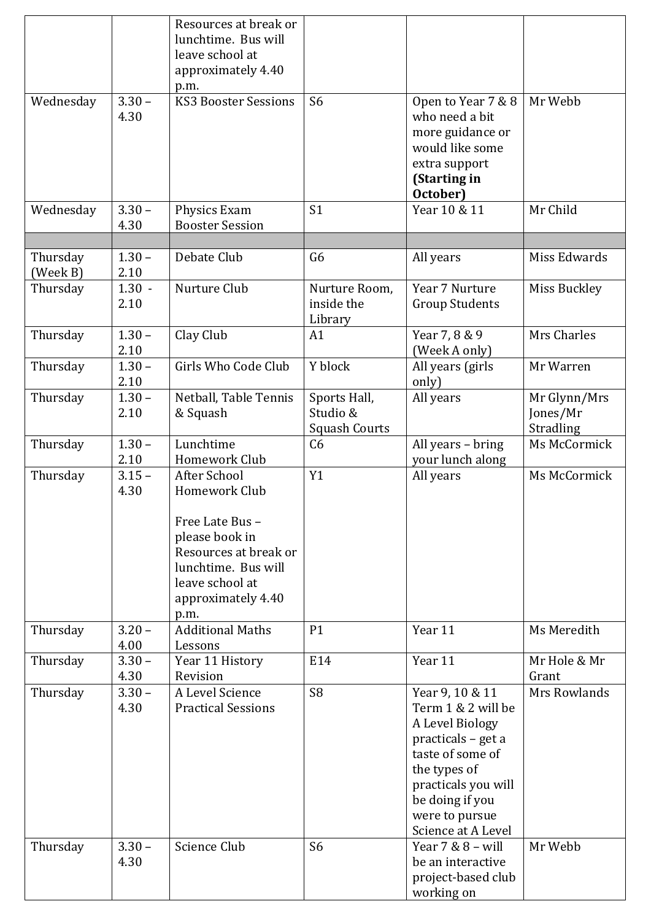|  |  |  |  |  |  |
|---|---|---|---|---|---|
|  |  | Resources at break or lunchtime. Bus will leave school at approximately 4.40 p.m. |  |  |  |
| Wednesday | 3.30 – 4.30 | KS3 Booster Sessions | S6 | Open to Year 7 & 8 who need a bit more guidance or would like some extra support **(Starting in October)** | Mr Webb |
| Wednesday | 3.30 – 4.30 | Physics Exam Booster Session | S1 | Year 10 & 11 | Mr Child |
|  |  |  |  |  |  |
| Thursday (Week B) | 1.30 – 2.10 | Debate Club | G6 | All years | Miss Edwards |
| Thursday | 1.30 - 2.10 | Nurture Club | Nurture Room, inside the Library | Year 7 Nurture Group Students | Miss Buckley |
| Thursday | 1.30 – 2.10 | Clay Club | A1 | Year 7, 8 & 9 (Week A only) | Mrs Charles |
| Thursday | 1.30 – 2.10 | Girls Who Code Club | Y block | All years (girls only) | Mr Warren |
| Thursday | 1.30 – 2.10 | Netball, Table Tennis & Squash | Sports Hall, Studio & Squash Courts | All years | Mr Glynn/Mrs Jones/Mr Stradling |
| Thursday | 1.30 – 2.10 | Lunchtime Homework Club | C6 | All years – bring your lunch along | Ms McCormick |
| Thursday | 3.15 – 4.30 | After School Homework Club<br><br>Free Late Bus – please book in Resources at break or lunchtime. Bus will leave school at approximately 4.40 p.m. | Y1 | All years | Ms McCormick |
| Thursday | 3.20 – 4.00 | Additional Maths Lessons | P1 | Year 11 | Ms Meredith |
| Thursday | 3.30 – 4.30 | Year 11 History Revision | E14 | Year 11 | Mr Hole & Mr Grant |
| Thursday | 3.30 – 4.30 | A Level Science Practical Sessions | S8 | Year 9, 10 & 11 Term 1 & 2 will be A Level Biology practicals – get a taste of some of the types of practicals you will be doing if you were to pursue Science at A Level | Mrs Rowlands |
| Thursday | 3.30 – 4.30 | Science Club | S6 | Year 7 & 8 – will be an interactive project-based club working on | Mr Webb |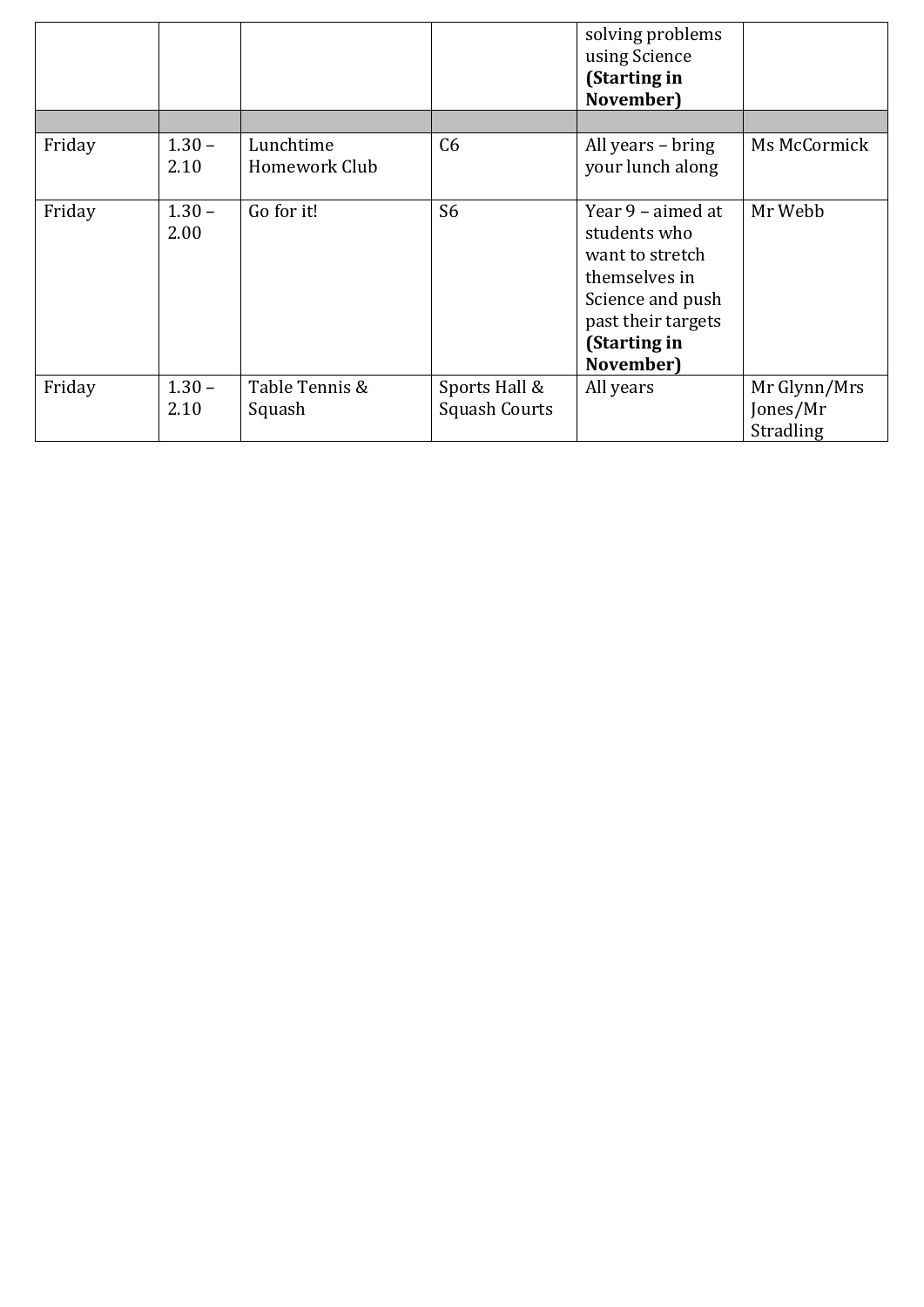| | | | | | |
|---|---|---|---|---|---|
| | | | | solving problems using Science **(Starting in November)** | |
| | | | | | |
| Friday | 1.30 – 2.10 | Lunchtime Homework Club | C6 | All years – bring your lunch along | Ms McCormick |
| Friday | 1.30 – 2.00 | Go for it! | S6 | Year 9 – aimed at students who want to stretch themselves in Science and push past their targets **(Starting in November)** | Mr Webb |
| Friday | 1.30 – 2.10 | Table Tennis & Squash | Sports Hall & Squash Courts | All years | Mr Glynn/Mrs Jones/Mr Stradling |